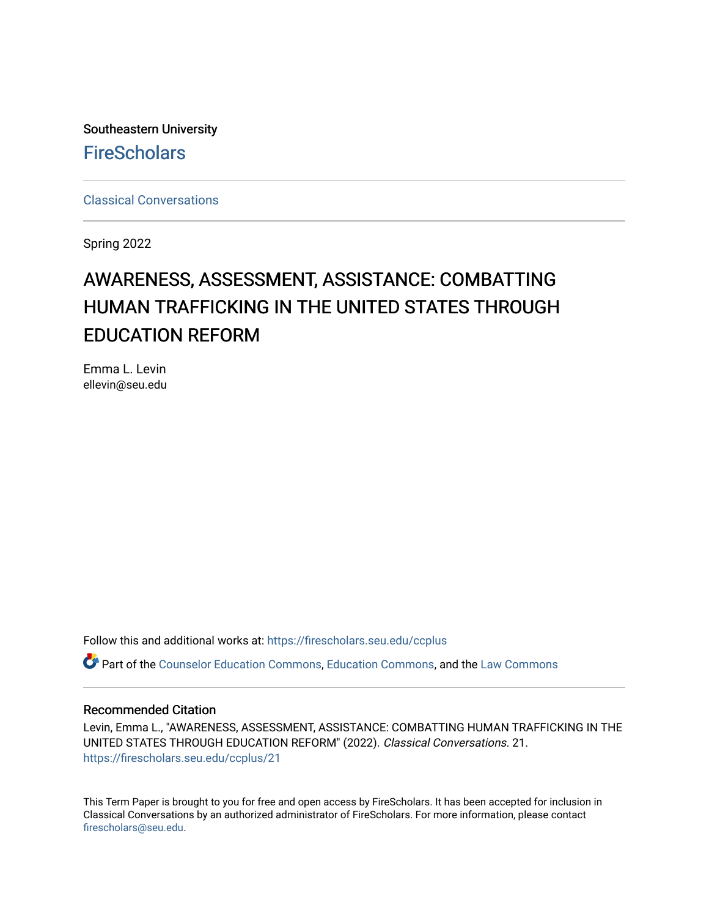Southeastern University

# FireScholars

Classical Conversations

Spring 2022

# AWARENESS, ASSESSMENT, ASSISTANCE: COMBATTING HUMAN TRAFFICKING IN THE UNITED STATES THROUGH EDUCATION REFORM

Emma L. Levin
ellevin@seu.edu

Follow this and additional works at: https://firescholars.seu.edu/ccplus

Part of the Counselor Education Commons, Education Commons, and the Law Commons

## Recommended Citation

Levin, Emma L., "AWARENESS, ASSESSMENT, ASSISTANCE: COMBATTING HUMAN TRAFFICKING IN THE UNITED STATES THROUGH EDUCATION REFORM" (2022). *Classical Conversations*. 21.
https://firescholars.seu.edu/ccplus/21

This Term Paper is brought to you for free and open access by FireScholars. It has been accepted for inclusion in Classical Conversations by an authorized administrator of FireScholars. For more information, please contact firescholars@seu.edu.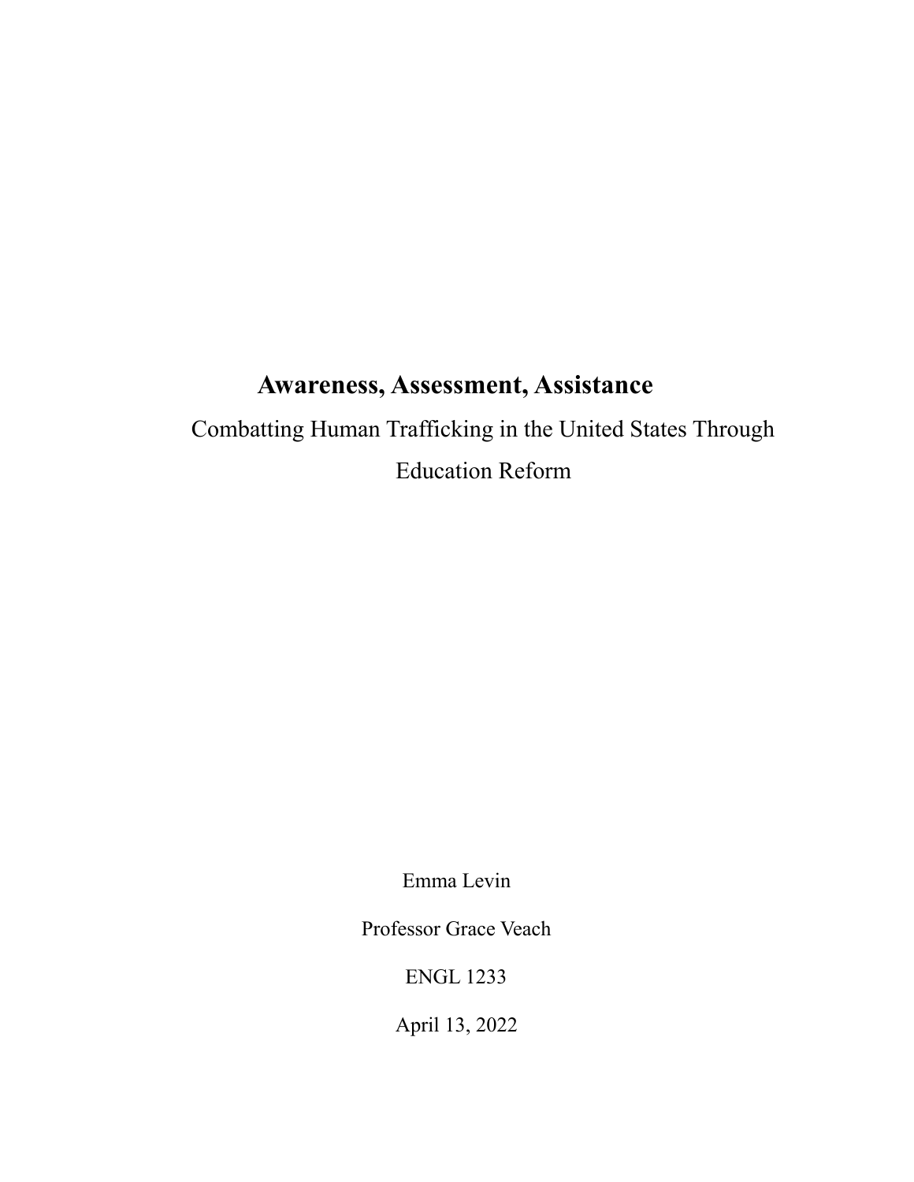# Awareness, Assessment, Assistance

## Combatting Human Trafficking in the United States Through Education Reform

Emma Levin

Professor Grace Veach

ENGL 1233

April 13, 2022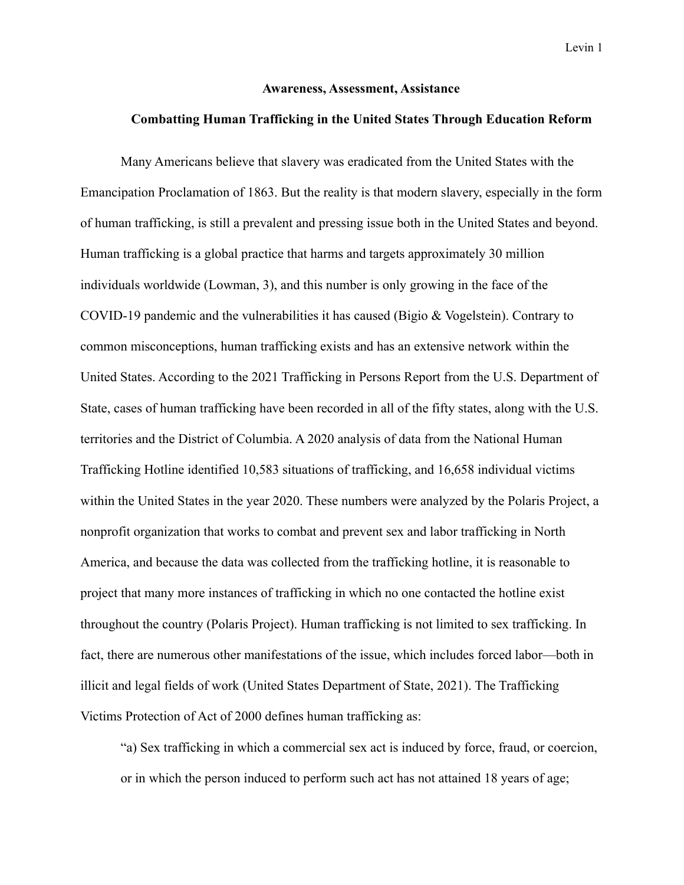**Awareness, Assessment, Assistance**

**Combatting Human Trafficking in the United States Through Education Reform**

Many Americans believe that slavery was eradicated from the United States with the Emancipation Proclamation of 1863. But the reality is that modern slavery, especially in the form of human trafficking, is still a prevalent and pressing issue both in the United States and beyond. Human trafficking is a global practice that harms and targets approximately 30 million individuals worldwide (Lowman, 3), and this number is only growing in the face of the COVID-19 pandemic and the vulnerabilities it has caused (Bigio & Vogelstein). Contrary to common misconceptions, human trafficking exists and has an extensive network within the United States. According to the 2021 Trafficking in Persons Report from the U.S. Department of State, cases of human trafficking have been recorded in all of the fifty states, along with the U.S. territories and the District of Columbia. A 2020 analysis of data from the National Human Trafficking Hotline identified 10,583 situations of trafficking, and 16,658 individual victims within the United States in the year 2020. These numbers were analyzed by the Polaris Project, a nonprofit organization that works to combat and prevent sex and labor trafficking in North America, and because the data was collected from the trafficking hotline, it is reasonable to project that many more instances of trafficking in which no one contacted the hotline exist throughout the country (Polaris Project). Human trafficking is not limited to sex trafficking. In fact, there are numerous other manifestations of the issue, which includes forced labor—both in illicit and legal fields of work (United States Department of State, 2021). The Trafficking Victims Protection of Act of 2000 defines human trafficking as:

"a) Sex trafficking in which a commercial sex act is induced by force, fraud, or coercion, or in which the person induced to perform such act has not attained 18 years of age;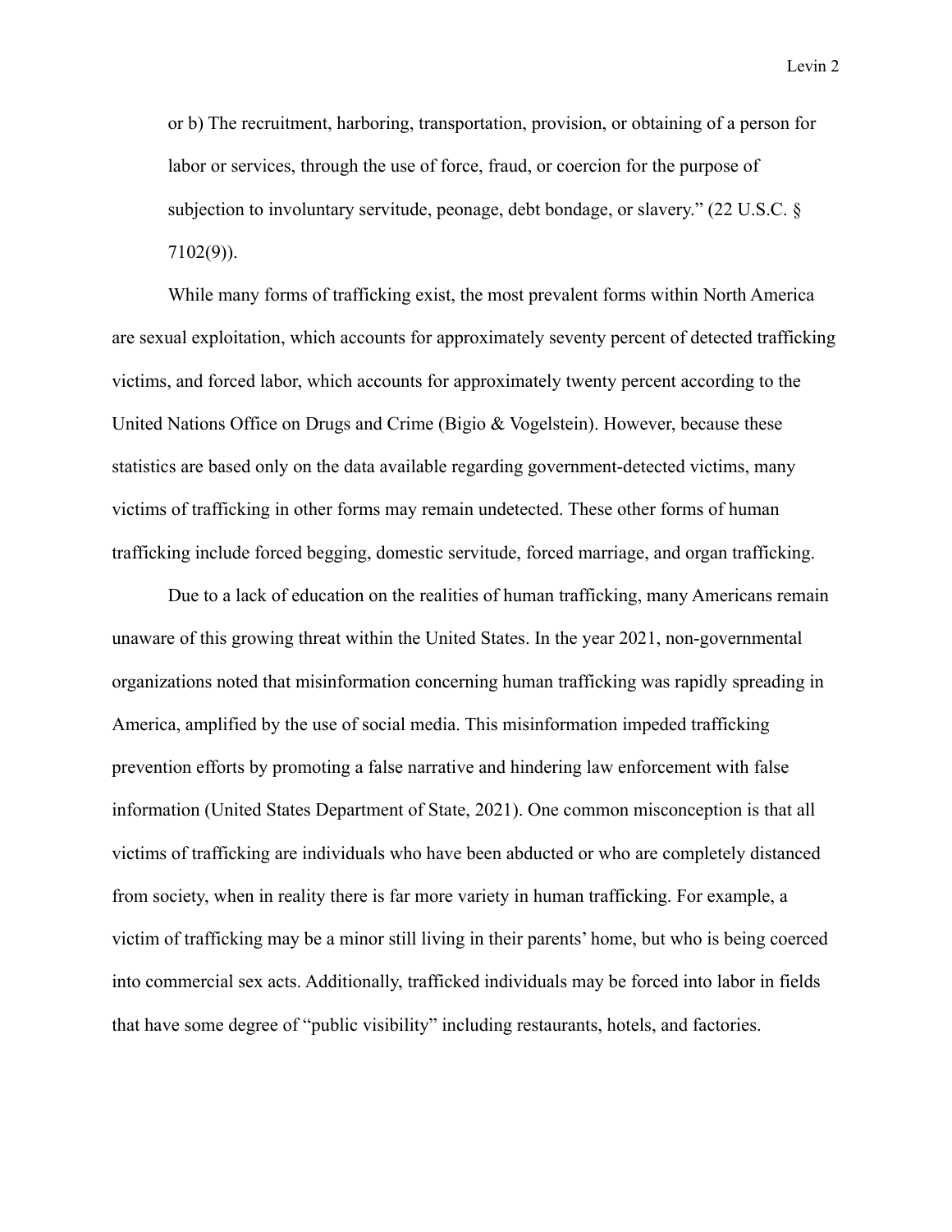> or b) The recruitment, harboring, transportation, provision, or obtaining of a person for labor or services, through the use of force, fraud, or coercion for the purpose of subjection to involuntary servitude, peonage, debt bondage, or slavery." (22 U.S.C. § 7102(9)).

While many forms of trafficking exist, the most prevalent forms within North America are sexual exploitation, which accounts for approximately seventy percent of detected trafficking victims, and forced labor, which accounts for approximately twenty percent according to the United Nations Office on Drugs and Crime (Bigio & Vogelstein). However, because these statistics are based only on the data available regarding government-detected victims, many victims of trafficking in other forms may remain undetected. These other forms of human trafficking include forced begging, domestic servitude, forced marriage, and organ trafficking.

Due to a lack of education on the realities of human trafficking, many Americans remain unaware of this growing threat within the United States. In the year 2021, non-governmental organizations noted that misinformation concerning human trafficking was rapidly spreading in America, amplified by the use of social media. This misinformation impeded trafficking prevention efforts by promoting a false narrative and hindering law enforcement with false information (United States Department of State, 2021). One common misconception is that all victims of trafficking are individuals who have been abducted or who are completely distanced from society, when in reality there is far more variety in human trafficking. For example, a victim of trafficking may be a minor still living in their parents' home, but who is being coerced into commercial sex acts. Additionally, trafficked individuals may be forced into labor in fields that have some degree of "public visibility" including restaurants, hotels, and factories.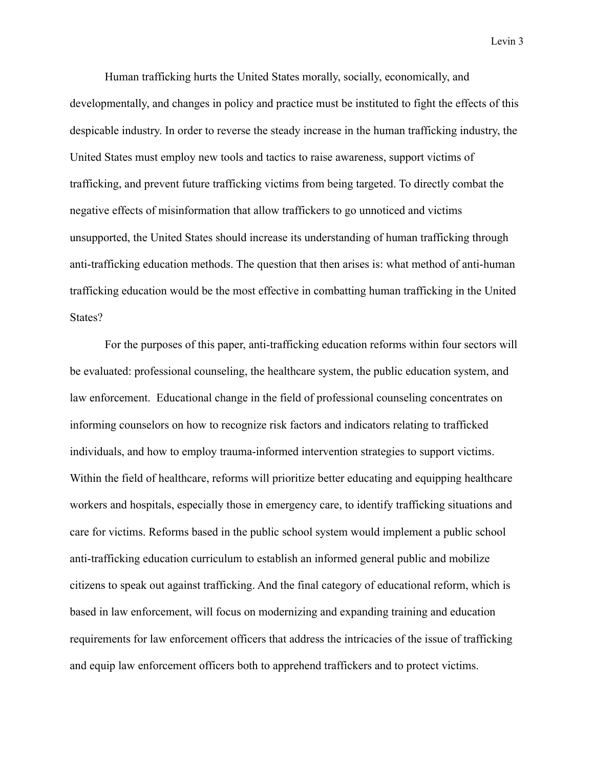Human trafficking hurts the United States morally, socially, economically, and developmentally, and changes in policy and practice must be instituted to fight the effects of this despicable industry. In order to reverse the steady increase in the human trafficking industry, the United States must employ new tools and tactics to raise awareness, support victims of trafficking, and prevent future trafficking victims from being targeted. To directly combat the negative effects of misinformation that allow traffickers to go unnoticed and victims unsupported, the United States should increase its understanding of human trafficking through anti-trafficking education methods. The question that then arises is: what method of anti-human trafficking education would be the most effective in combatting human trafficking in the United States?

For the purposes of this paper, anti-trafficking education reforms within four sectors will be evaluated: professional counseling, the healthcare system, the public education system, and law enforcement. Educational change in the field of professional counseling concentrates on informing counselors on how to recognize risk factors and indicators relating to trafficked individuals, and how to employ trauma-informed intervention strategies to support victims. Within the field of healthcare, reforms will prioritize better educating and equipping healthcare workers and hospitals, especially those in emergency care, to identify trafficking situations and care for victims. Reforms based in the public school system would implement a public school anti-trafficking education curriculum to establish an informed general public and mobilize citizens to speak out against trafficking. And the final category of educational reform, which is based in law enforcement, will focus on modernizing and expanding training and education requirements for law enforcement officers that address the intricacies of the issue of trafficking and equip law enforcement officers both to apprehend traffickers and to protect victims.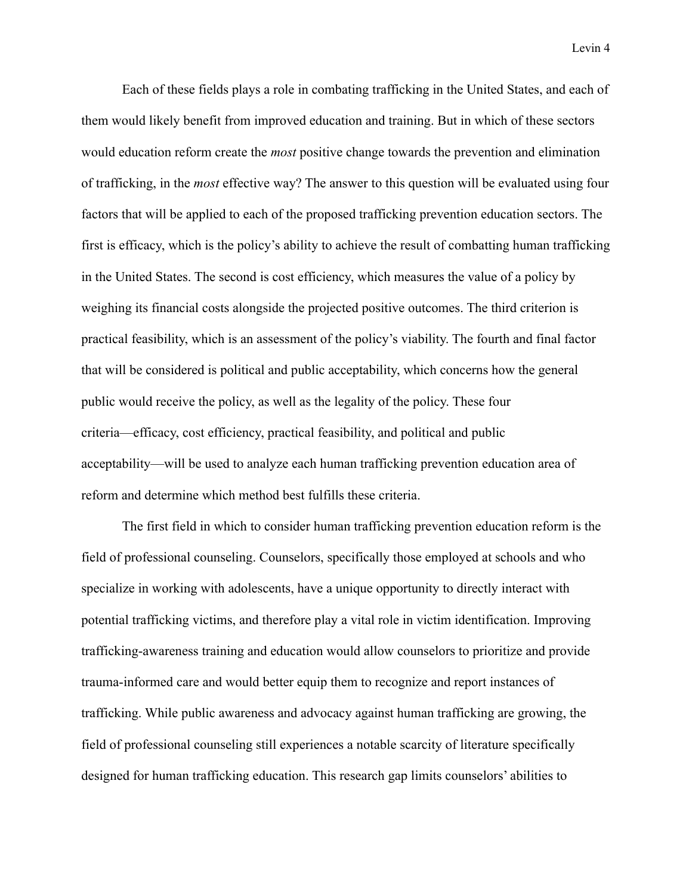Each of these fields plays a role in combating trafficking in the United States, and each of them would likely benefit from improved education and training. But in which of these sectors would education reform create the *most* positive change towards the prevention and elimination of trafficking, in the *most* effective way? The answer to this question will be evaluated using four factors that will be applied to each of the proposed trafficking prevention education sectors. The first is efficacy, which is the policy's ability to achieve the result of combatting human trafficking in the United States. The second is cost efficiency, which measures the value of a policy by weighing its financial costs alongside the projected positive outcomes. The third criterion is practical feasibility, which is an assessment of the policy's viability. The fourth and final factor that will be considered is political and public acceptability, which concerns how the general public would receive the policy, as well as the legality of the policy. These four criteria—efficacy, cost efficiency, practical feasibility, and political and public acceptability—will be used to analyze each human trafficking prevention education area of reform and determine which method best fulfills these criteria.

The first field in which to consider human trafficking prevention education reform is the field of professional counseling. Counselors, specifically those employed at schools and who specialize in working with adolescents, have a unique opportunity to directly interact with potential trafficking victims, and therefore play a vital role in victim identification. Improving trafficking-awareness training and education would allow counselors to prioritize and provide trauma-informed care and would better equip them to recognize and report instances of trafficking. While public awareness and advocacy against human trafficking are growing, the field of professional counseling still experiences a notable scarcity of literature specifically designed for human trafficking education. This research gap limits counselors' abilities to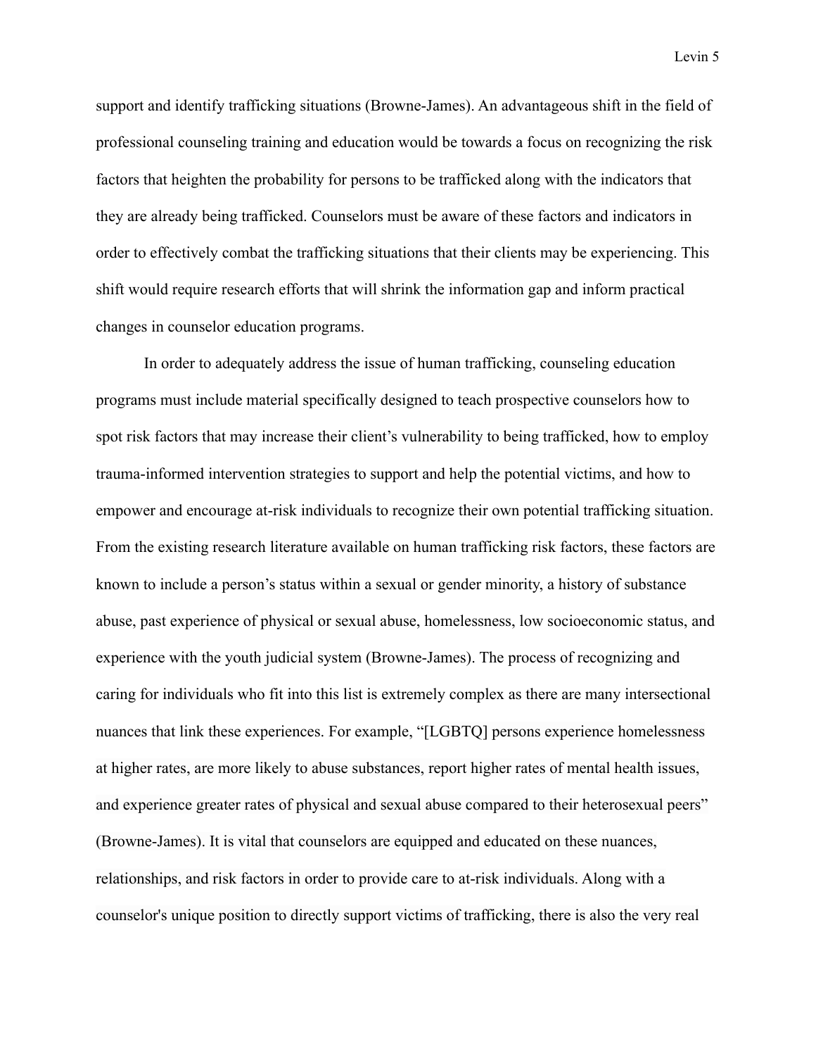support and identify trafficking situations (Browne-James). An advantageous shift in the field of professional counseling training and education would be towards a focus on recognizing the risk factors that heighten the probability for persons to be trafficked along with the indicators that they are already being trafficked. Counselors must be aware of these factors and indicators in order to effectively combat the trafficking situations that their clients may be experiencing. This shift would require research efforts that will shrink the information gap and inform practical changes in counselor education programs.

In order to adequately address the issue of human trafficking, counseling education programs must include material specifically designed to teach prospective counselors how to spot risk factors that may increase their client's vulnerability to being trafficked, how to employ trauma-informed intervention strategies to support and help the potential victims, and how to empower and encourage at-risk individuals to recognize their own potential trafficking situation. From the existing research literature available on human trafficking risk factors, these factors are known to include a person's status within a sexual or gender minority, a history of substance abuse, past experience of physical or sexual abuse, homelessness, low socioeconomic status, and experience with the youth judicial system (Browne-James). The process of recognizing and caring for individuals who fit into this list is extremely complex as there are many intersectional nuances that link these experiences. For example, "[LGBTQ] persons experience homelessness at higher rates, are more likely to abuse substances, report higher rates of mental health issues, and experience greater rates of physical and sexual abuse compared to their heterosexual peers" (Browne-James). It is vital that counselors are equipped and educated on these nuances, relationships, and risk factors in order to provide care to at-risk individuals. Along with a counselor's unique position to directly support victims of trafficking, there is also the very real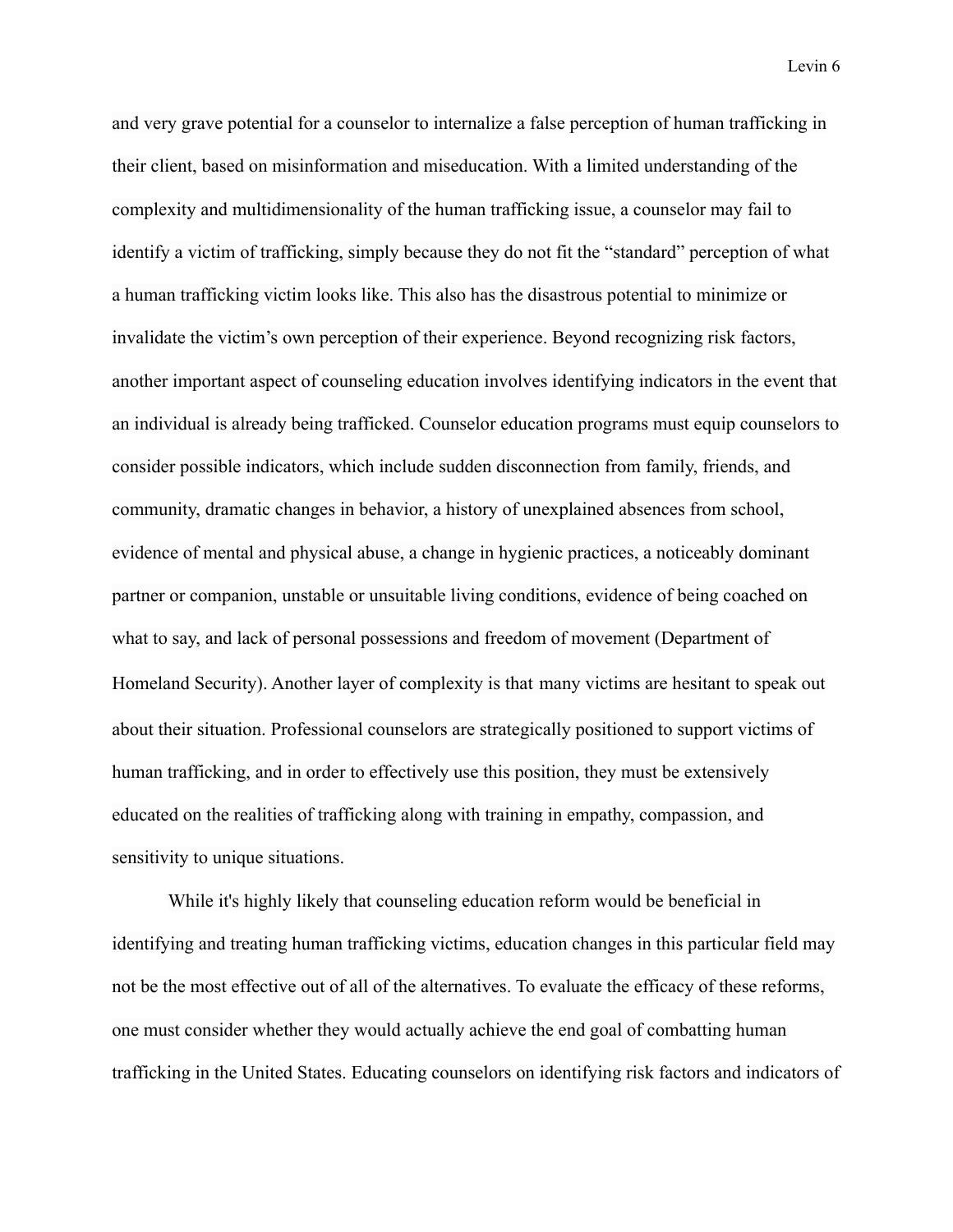and very grave potential for a counselor to internalize a false perception of human trafficking in their client, based on misinformation and miseducation. With a limited understanding of the complexity and multidimensionality of the human trafficking issue, a counselor may fail to identify a victim of trafficking, simply because they do not fit the "standard" perception of what a human trafficking victim looks like. This also has the disastrous potential to minimize or invalidate the victim's own perception of their experience. Beyond recognizing risk factors, another important aspect of counseling education involves identifying indicators in the event that an individual is already being trafficked. Counselor education programs must equip counselors to consider possible indicators, which include sudden disconnection from family, friends, and community, dramatic changes in behavior, a history of unexplained absences from school, evidence of mental and physical abuse, a change in hygienic practices, a noticeably dominant partner or companion, unstable or unsuitable living conditions, evidence of being coached on what to say, and lack of personal possessions and freedom of movement (Department of Homeland Security). Another layer of complexity is that many victims are hesitant to speak out about their situation. Professional counselors are strategically positioned to support victims of human trafficking, and in order to effectively use this position, they must be extensively educated on the realities of trafficking along with training in empathy, compassion, and sensitivity to unique situations.

While it's highly likely that counseling education reform would be beneficial in identifying and treating human trafficking victims, education changes in this particular field may not be the most effective out of all of the alternatives. To evaluate the efficacy of these reforms, one must consider whether they would actually achieve the end goal of combatting human trafficking in the United States. Educating counselors on identifying risk factors and indicators of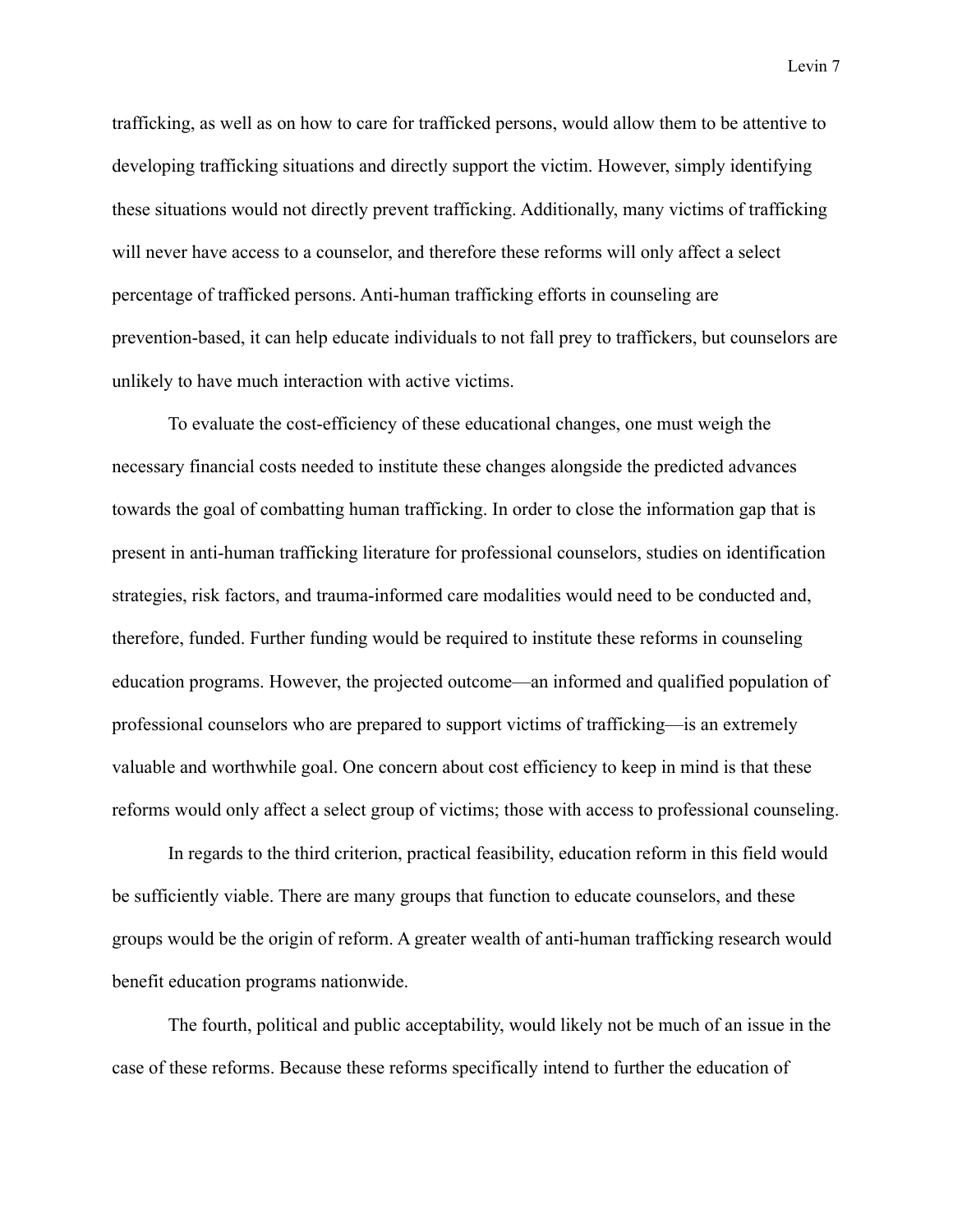trafficking, as well as on how to care for trafficked persons, would allow them to be attentive to developing trafficking situations and directly support the victim. However, simply identifying these situations would not directly prevent trafficking. Additionally, many victims of trafficking will never have access to a counselor, and therefore these reforms will only affect a select percentage of trafficked persons. Anti-human trafficking efforts in counseling are prevention-based, it can help educate individuals to not fall prey to traffickers, but counselors are unlikely to have much interaction with active victims.

To evaluate the cost-efficiency of these educational changes, one must weigh the necessary financial costs needed to institute these changes alongside the predicted advances towards the goal of combatting human trafficking. In order to close the information gap that is present in anti-human trafficking literature for professional counselors, studies on identification strategies, risk factors, and trauma-informed care modalities would need to be conducted and, therefore, funded. Further funding would be required to institute these reforms in counseling education programs. However, the projected outcome—an informed and qualified population of professional counselors who are prepared to support victims of trafficking—is an extremely valuable and worthwhile goal. One concern about cost efficiency to keep in mind is that these reforms would only affect a select group of victims; those with access to professional counseling.

In regards to the third criterion, practical feasibility, education reform in this field would be sufficiently viable. There are many groups that function to educate counselors, and these groups would be the origin of reform. A greater wealth of anti-human trafficking research would benefit education programs nationwide.

The fourth, political and public acceptability, would likely not be much of an issue in the case of these reforms. Because these reforms specifically intend to further the education of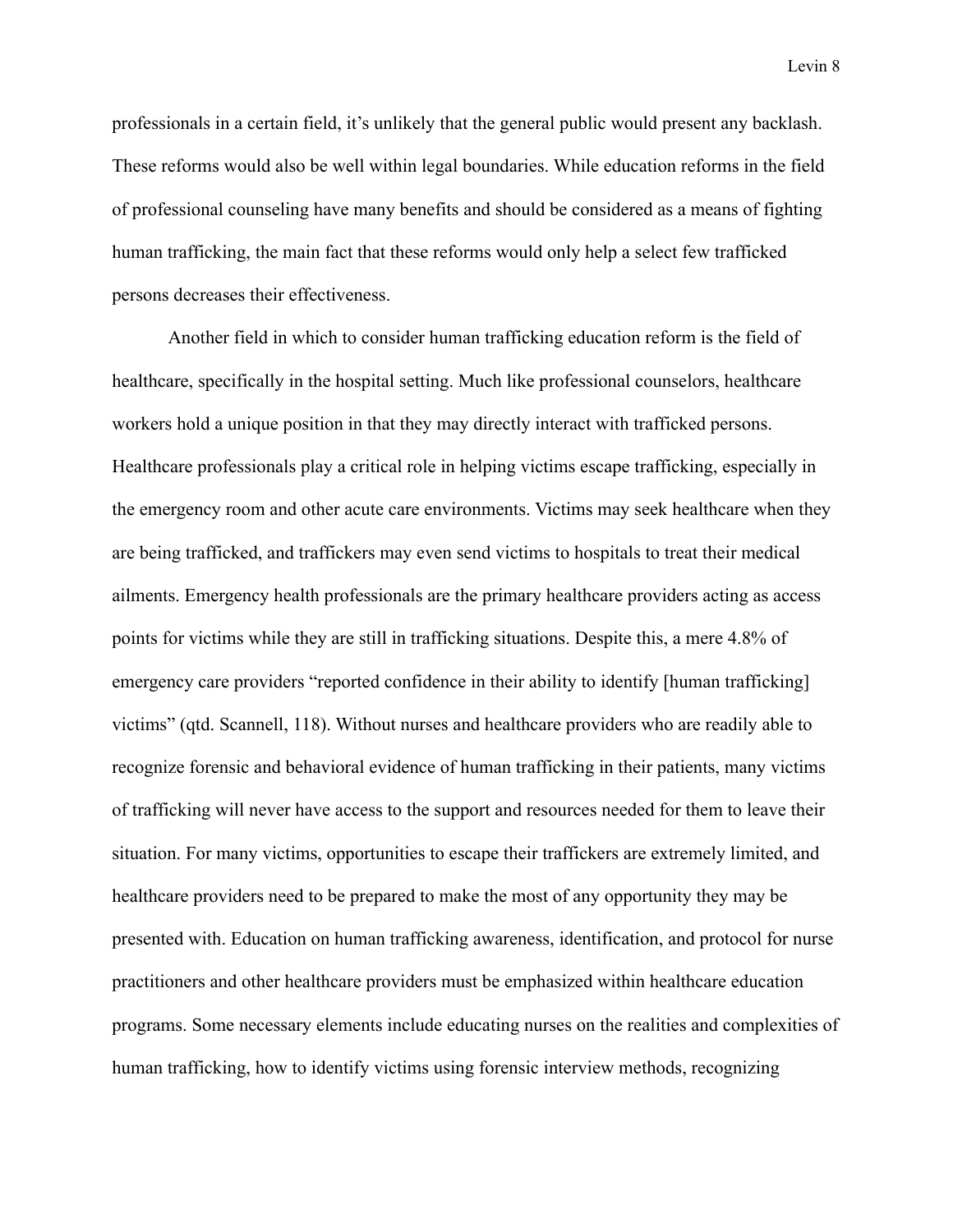professionals in a certain field, it's unlikely that the general public would present any backlash. These reforms would also be well within legal boundaries. While education reforms in the field of professional counseling have many benefits and should be considered as a means of fighting human trafficking, the main fact that these reforms would only help a select few trafficked persons decreases their effectiveness.

Another field in which to consider human trafficking education reform is the field of healthcare, specifically in the hospital setting. Much like professional counselors, healthcare workers hold a unique position in that they may directly interact with trafficked persons. Healthcare professionals play a critical role in helping victims escape trafficking, especially in the emergency room and other acute care environments. Victims may seek healthcare when they are being trafficked, and traffickers may even send victims to hospitals to treat their medical ailments. Emergency health professionals are the primary healthcare providers acting as access points for victims while they are still in trafficking situations. Despite this, a mere 4.8% of emergency care providers "reported confidence in their ability to identify [human trafficking] victims" (qtd. Scannell, 118). Without nurses and healthcare providers who are readily able to recognize forensic and behavioral evidence of human trafficking in their patients, many victims of trafficking will never have access to the support and resources needed for them to leave their situation. For many victims, opportunities to escape their traffickers are extremely limited, and healthcare providers need to be prepared to make the most of any opportunity they may be presented with. Education on human trafficking awareness, identification, and protocol for nurse practitioners and other healthcare providers must be emphasized within healthcare education programs. Some necessary elements include educating nurses on the realities and complexities of human trafficking, how to identify victims using forensic interview methods, recognizing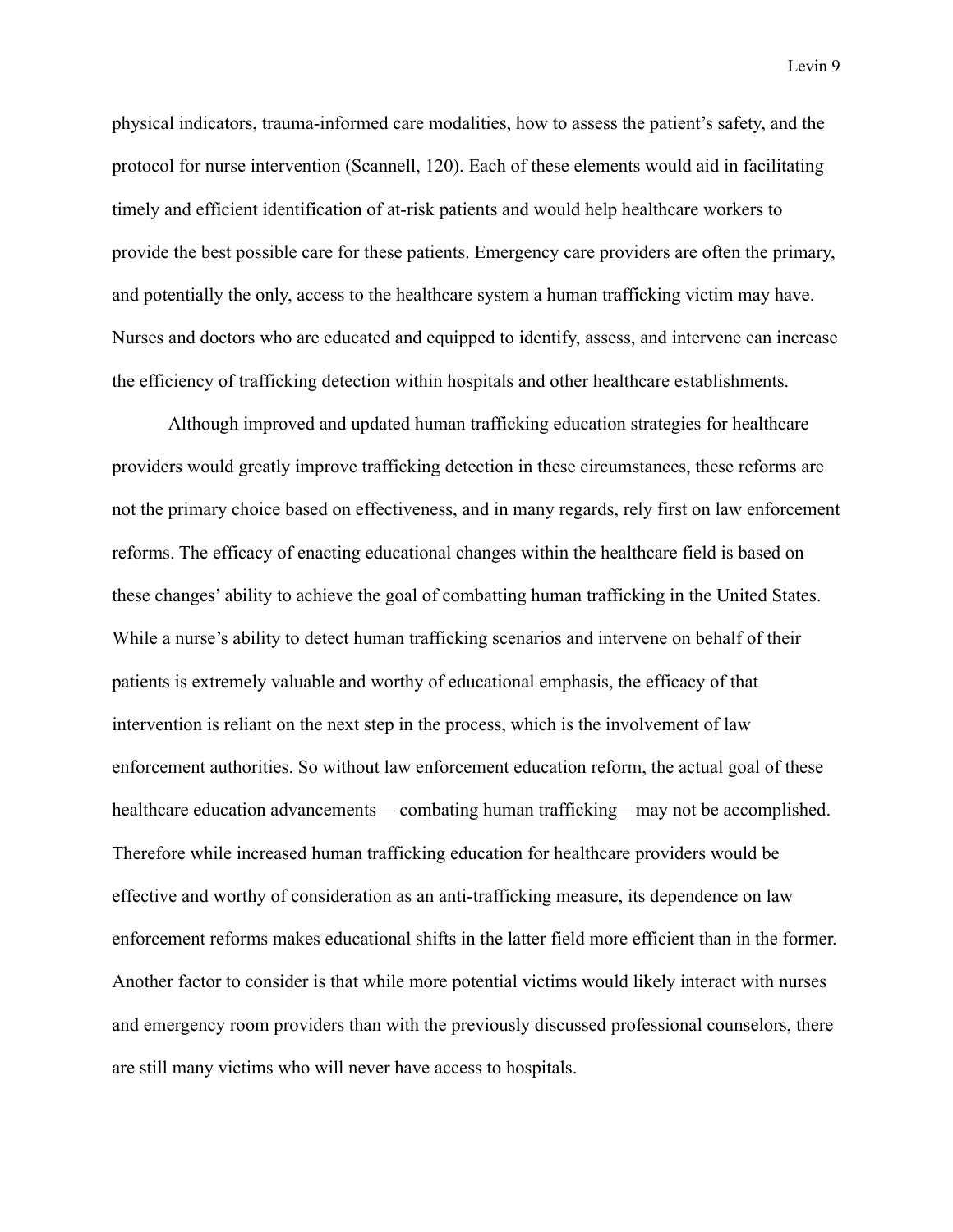physical indicators, trauma-informed care modalities, how to assess the patient's safety, and the protocol for nurse intervention (Scannell, 120). Each of these elements would aid in facilitating timely and efficient identification of at-risk patients and would help healthcare workers to provide the best possible care for these patients. Emergency care providers are often the primary, and potentially the only, access to the healthcare system a human trafficking victim may have. Nurses and doctors who are educated and equipped to identify, assess, and intervene can increase the efficiency of trafficking detection within hospitals and other healthcare establishments.

Although improved and updated human trafficking education strategies for healthcare providers would greatly improve trafficking detection in these circumstances, these reforms are not the primary choice based on effectiveness, and in many regards, rely first on law enforcement reforms. The efficacy of enacting educational changes within the healthcare field is based on these changes' ability to achieve the goal of combatting human trafficking in the United States. While a nurse's ability to detect human trafficking scenarios and intervene on behalf of their patients is extremely valuable and worthy of educational emphasis, the efficacy of that intervention is reliant on the next step in the process, which is the involvement of law enforcement authorities. So without law enforcement education reform, the actual goal of these healthcare education advancements— combating human trafficking—may not be accomplished. Therefore while increased human trafficking education for healthcare providers would be effective and worthy of consideration as an anti-trafficking measure, its dependence on law enforcement reforms makes educational shifts in the latter field more efficient than in the former. Another factor to consider is that while more potential victims would likely interact with nurses and emergency room providers than with the previously discussed professional counselors, there are still many victims who will never have access to hospitals.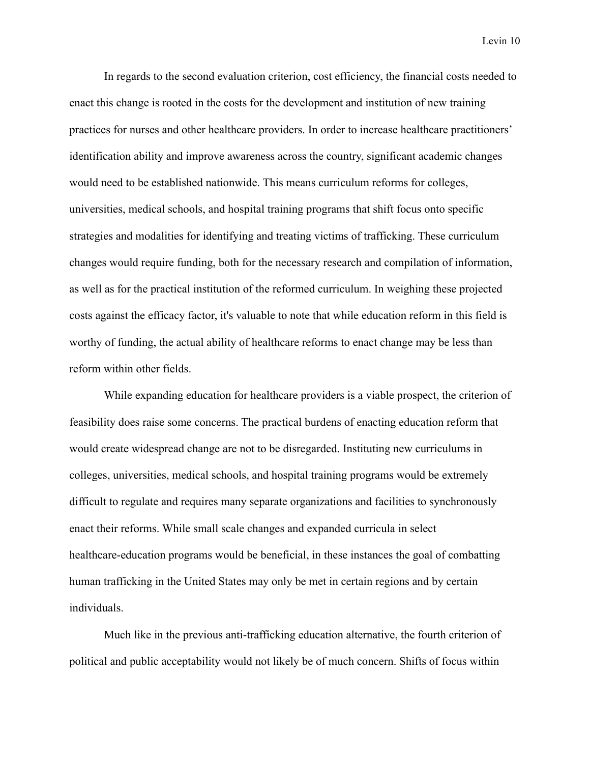In regards to the second evaluation criterion, cost efficiency, the financial costs needed to enact this change is rooted in the costs for the development and institution of new training practices for nurses and other healthcare providers. In order to increase healthcare practitioners' identification ability and improve awareness across the country, significant academic changes would need to be established nationwide. This means curriculum reforms for colleges, universities, medical schools, and hospital training programs that shift focus onto specific strategies and modalities for identifying and treating victims of trafficking. These curriculum changes would require funding, both for the necessary research and compilation of information, as well as for the practical institution of the reformed curriculum. In weighing these projected costs against the efficacy factor, it's valuable to note that while education reform in this field is worthy of funding, the actual ability of healthcare reforms to enact change may be less than reform within other fields.

While expanding education for healthcare providers is a viable prospect, the criterion of feasibility does raise some concerns. The practical burdens of enacting education reform that would create widespread change are not to be disregarded. Instituting new curriculums in colleges, universities, medical schools, and hospital training programs would be extremely difficult to regulate and requires many separate organizations and facilities to synchronously enact their reforms. While small scale changes and expanded curricula in select healthcare-education programs would be beneficial, in these instances the goal of combatting human trafficking in the United States may only be met in certain regions and by certain individuals.

Much like in the previous anti-trafficking education alternative, the fourth criterion of political and public acceptability would not likely be of much concern. Shifts of focus within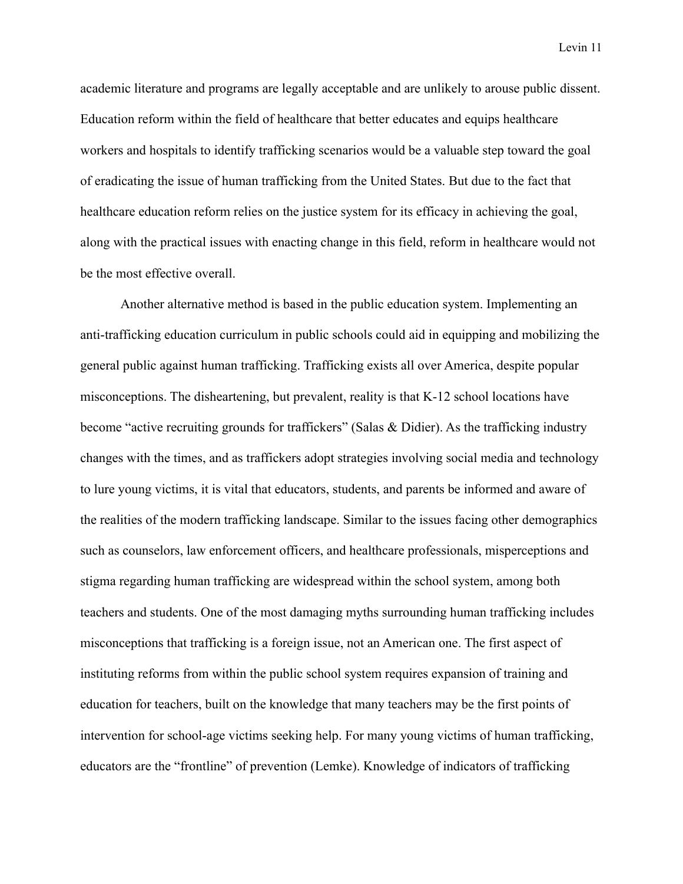academic literature and programs are legally acceptable and are unlikely to arouse public dissent. Education reform within the field of healthcare that better educates and equips healthcare workers and hospitals to identify trafficking scenarios would be a valuable step toward the goal of eradicating the issue of human trafficking from the United States. But due to the fact that healthcare education reform relies on the justice system for its efficacy in achieving the goal, along with the practical issues with enacting change in this field, reform in healthcare would not be the most effective overall.

Another alternative method is based in the public education system. Implementing an anti-trafficking education curriculum in public schools could aid in equipping and mobilizing the general public against human trafficking. Trafficking exists all over America, despite popular misconceptions. The disheartening, but prevalent, reality is that K-12 school locations have become "active recruiting grounds for traffickers" (Salas & Didier). As the trafficking industry changes with the times, and as traffickers adopt strategies involving social media and technology to lure young victims, it is vital that educators, students, and parents be informed and aware of the realities of the modern trafficking landscape. Similar to the issues facing other demographics such as counselors, law enforcement officers, and healthcare professionals, misperceptions and stigma regarding human trafficking are widespread within the school system, among both teachers and students. One of the most damaging myths surrounding human trafficking includes misconceptions that trafficking is a foreign issue, not an American one. The first aspect of instituting reforms from within the public school system requires expansion of training and education for teachers, built on the knowledge that many teachers may be the first points of intervention for school-age victims seeking help. For many young victims of human trafficking, educators are the "frontline" of prevention (Lemke). Knowledge of indicators of trafficking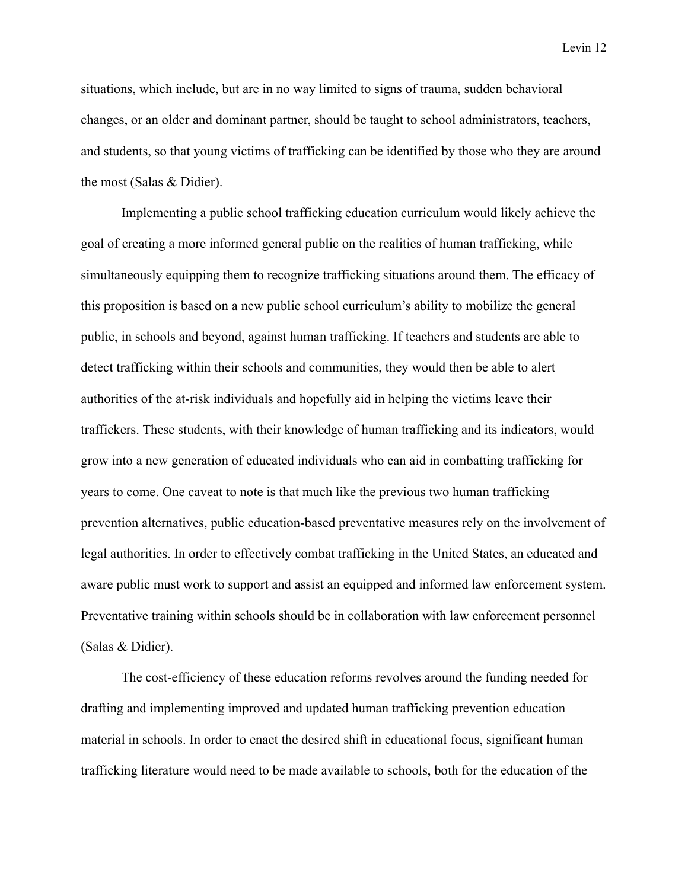situations, which include, but are in no way limited to signs of trauma, sudden behavioral changes, or an older and dominant partner, should be taught to school administrators, teachers, and students, so that young victims of trafficking can be identified by those who they are around the most (Salas & Didier).

Implementing a public school trafficking education curriculum would likely achieve the goal of creating a more informed general public on the realities of human trafficking, while simultaneously equipping them to recognize trafficking situations around them. The efficacy of this proposition is based on a new public school curriculum's ability to mobilize the general public, in schools and beyond, against human trafficking. If teachers and students are able to detect trafficking within their schools and communities, they would then be able to alert authorities of the at-risk individuals and hopefully aid in helping the victims leave their traffickers. These students, with their knowledge of human trafficking and its indicators, would grow into a new generation of educated individuals who can aid in combatting trafficking for years to come. One caveat to note is that much like the previous two human trafficking prevention alternatives, public education-based preventative measures rely on the involvement of legal authorities. In order to effectively combat trafficking in the United States, an educated and aware public must work to support and assist an equipped and informed law enforcement system. Preventative training within schools should be in collaboration with law enforcement personnel (Salas & Didier).

The cost-efficiency of these education reforms revolves around the funding needed for drafting and implementing improved and updated human trafficking prevention education material in schools. In order to enact the desired shift in educational focus, significant human trafficking literature would need to be made available to schools, both for the education of the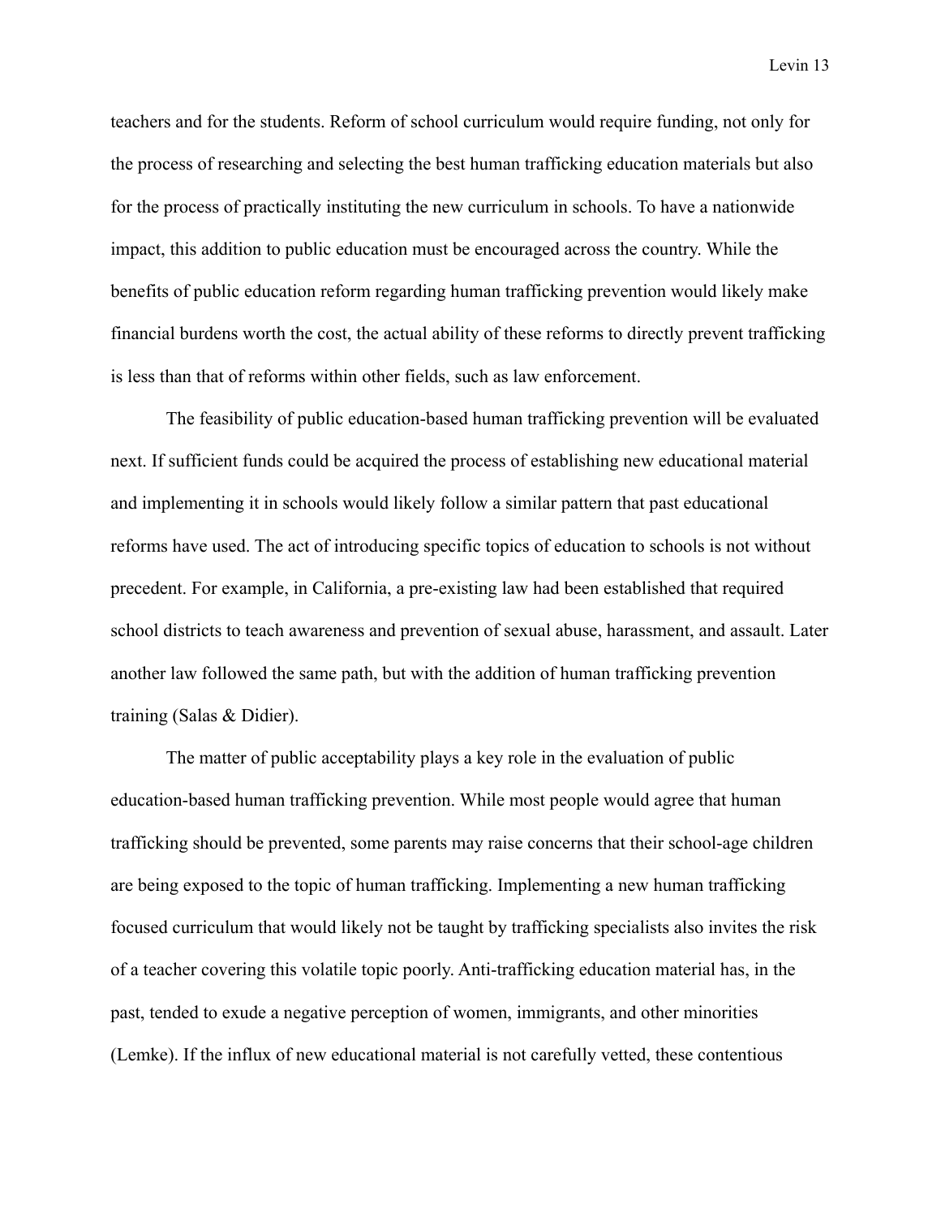teachers and for the students. Reform of school curriculum would require funding, not only for the process of researching and selecting the best human trafficking education materials but also for the process of practically instituting the new curriculum in schools. To have a nationwide impact, this addition to public education must be encouraged across the country. While the benefits of public education reform regarding human trafficking prevention would likely make financial burdens worth the cost, the actual ability of these reforms to directly prevent trafficking is less than that of reforms within other fields, such as law enforcement.

The feasibility of public education-based human trafficking prevention will be evaluated next. If sufficient funds could be acquired the process of establishing new educational material and implementing it in schools would likely follow a similar pattern that past educational reforms have used. The act of introducing specific topics of education to schools is not without precedent. For example, in California, a pre-existing law had been established that required school districts to teach awareness and prevention of sexual abuse, harassment, and assault. Later another law followed the same path, but with the addition of human trafficking prevention training (Salas & Didier).

The matter of public acceptability plays a key role in the evaluation of public education-based human trafficking prevention. While most people would agree that human trafficking should be prevented, some parents may raise concerns that their school-age children are being exposed to the topic of human trafficking. Implementing a new human trafficking focused curriculum that would likely not be taught by trafficking specialists also invites the risk of a teacher covering this volatile topic poorly. Anti-trafficking education material has, in the past, tended to exude a negative perception of women, immigrants, and other minorities (Lemke). If the influx of new educational material is not carefully vetted, these contentious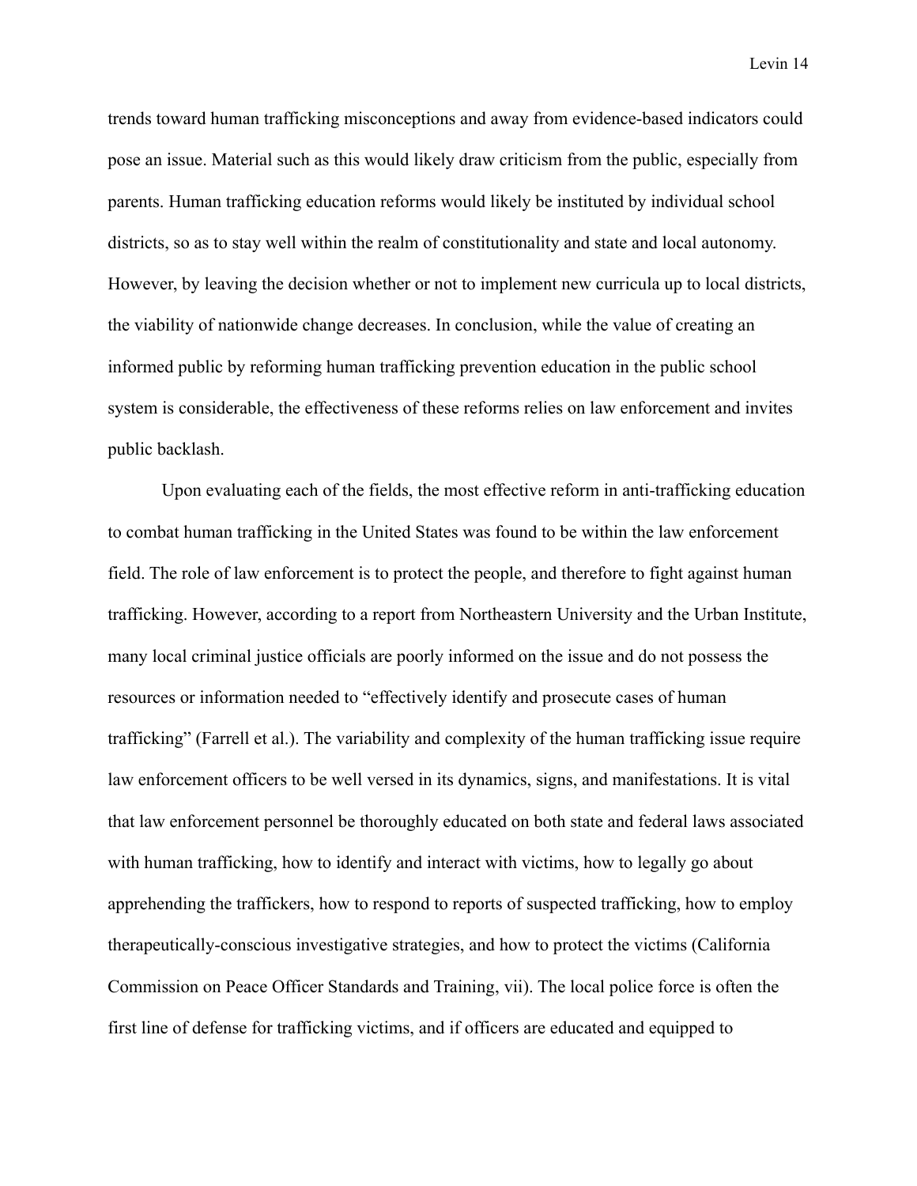trends toward human trafficking misconceptions and away from evidence-based indicators could pose an issue. Material such as this would likely draw criticism from the public, especially from parents. Human trafficking education reforms would likely be instituted by individual school districts, so as to stay well within the realm of constitutionality and state and local autonomy. However, by leaving the decision whether or not to implement new curricula up to local districts, the viability of nationwide change decreases. In conclusion, while the value of creating an informed public by reforming human trafficking prevention education in the public school system is considerable, the effectiveness of these reforms relies on law enforcement and invites public backlash.

Upon evaluating each of the fields, the most effective reform in anti-trafficking education to combat human trafficking in the United States was found to be within the law enforcement field. The role of law enforcement is to protect the people, and therefore to fight against human trafficking. However, according to a report from Northeastern University and the Urban Institute, many local criminal justice officials are poorly informed on the issue and do not possess the resources or information needed to "effectively identify and prosecute cases of human trafficking" (Farrell et al.). The variability and complexity of the human trafficking issue require law enforcement officers to be well versed in its dynamics, signs, and manifestations. It is vital that law enforcement personnel be thoroughly educated on both state and federal laws associated with human trafficking, how to identify and interact with victims, how to legally go about apprehending the traffickers, how to respond to reports of suspected trafficking, how to employ therapeutically-conscious investigative strategies, and how to protect the victims (California Commission on Peace Officer Standards and Training, vii). The local police force is often the first line of defense for trafficking victims, and if officers are educated and equipped to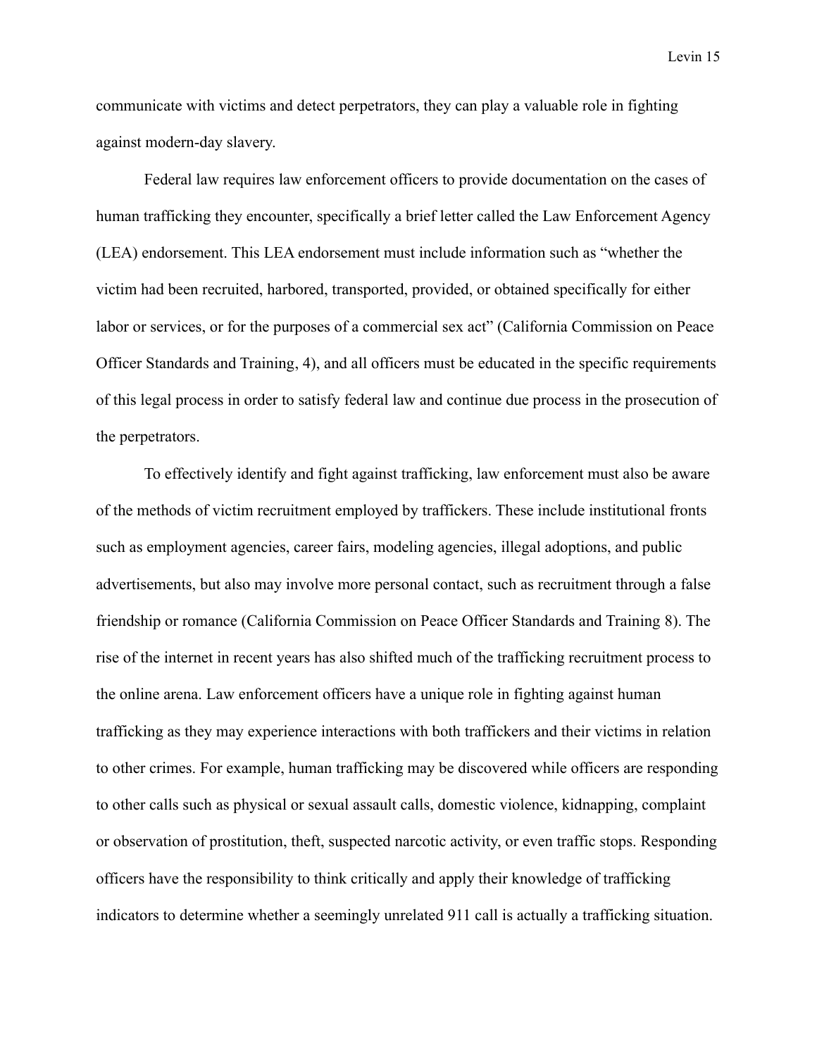communicate with victims and detect perpetrators, they can play a valuable role in fighting against modern-day slavery.

Federal law requires law enforcement officers to provide documentation on the cases of human trafficking they encounter, specifically a brief letter called the Law Enforcement Agency (LEA) endorsement. This LEA endorsement must include information such as “whether the victim had been recruited, harbored, transported, provided, or obtained specifically for either labor or services, or for the purposes of a commercial sex act” (California Commission on Peace Officer Standards and Training, 4), and all officers must be educated in the specific requirements of this legal process in order to satisfy federal law and continue due process in the prosecution of the perpetrators.

To effectively identify and fight against trafficking, law enforcement must also be aware of the methods of victim recruitment employed by traffickers. These include institutional fronts such as employment agencies, career fairs, modeling agencies, illegal adoptions, and public advertisements, but also may involve more personal contact, such as recruitment through a false friendship or romance (California Commission on Peace Officer Standards and Training 8). The rise of the internet in recent years has also shifted much of the trafficking recruitment process to the online arena. Law enforcement officers have a unique role in fighting against human trafficking as they may experience interactions with both traffickers and their victims in relation to other crimes. For example, human trafficking may be discovered while officers are responding to other calls such as physical or sexual assault calls, domestic violence, kidnapping, complaint or observation of prostitution, theft, suspected narcotic activity, or even traffic stops. Responding officers have the responsibility to think critically and apply their knowledge of trafficking indicators to determine whether a seemingly unrelated 911 call is actually a trafficking situation.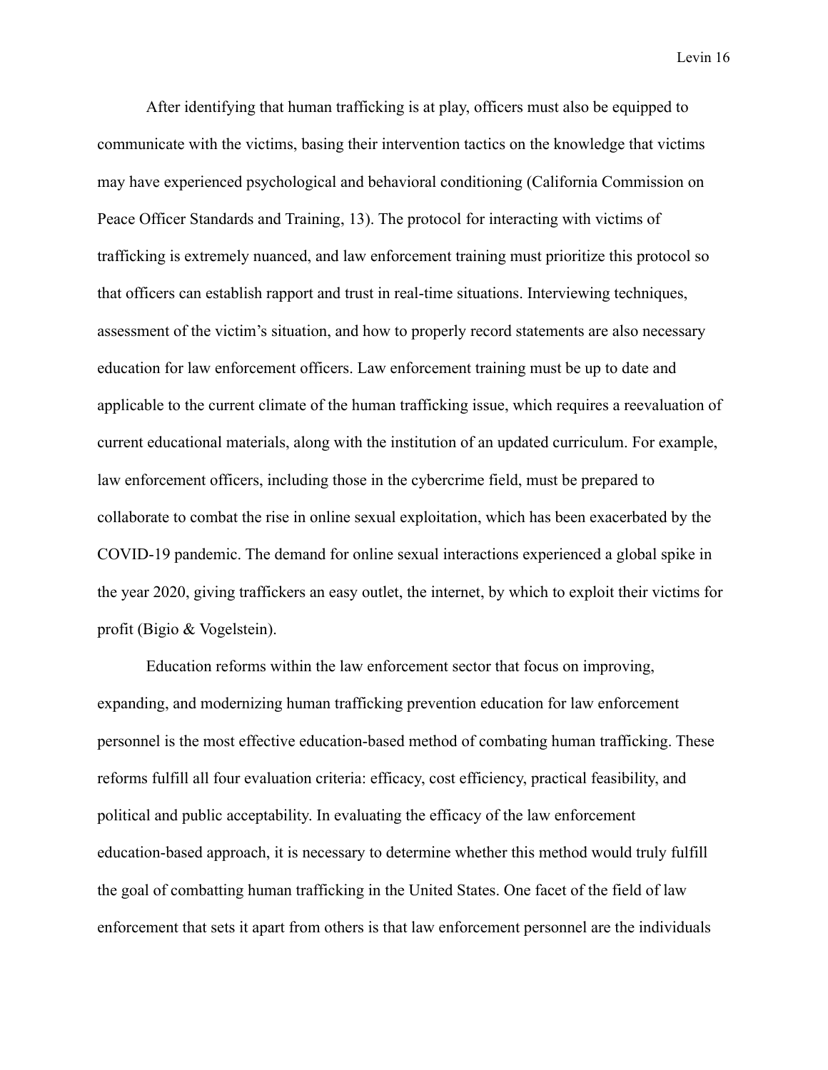After identifying that human trafficking is at play, officers must also be equipped to communicate with the victims, basing their intervention tactics on the knowledge that victims may have experienced psychological and behavioral conditioning (California Commission on Peace Officer Standards and Training, 13). The protocol for interacting with victims of trafficking is extremely nuanced, and law enforcement training must prioritize this protocol so that officers can establish rapport and trust in real-time situations. Interviewing techniques, assessment of the victim's situation, and how to properly record statements are also necessary education for law enforcement officers. Law enforcement training must be up to date and applicable to the current climate of the human trafficking issue, which requires a reevaluation of current educational materials, along with the institution of an updated curriculum. For example, law enforcement officers, including those in the cybercrime field, must be prepared to collaborate to combat the rise in online sexual exploitation, which has been exacerbated by the COVID-19 pandemic. The demand for online sexual interactions experienced a global spike in the year 2020, giving traffickers an easy outlet, the internet, by which to exploit their victims for profit (Bigio & Vogelstein).

Education reforms within the law enforcement sector that focus on improving, expanding, and modernizing human trafficking prevention education for law enforcement personnel is the most effective education-based method of combating human trafficking. These reforms fulfill all four evaluation criteria: efficacy, cost efficiency, practical feasibility, and political and public acceptability. In evaluating the efficacy of the law enforcement education-based approach, it is necessary to determine whether this method would truly fulfill the goal of combatting human trafficking in the United States. One facet of the field of law enforcement that sets it apart from others is that law enforcement personnel are the individuals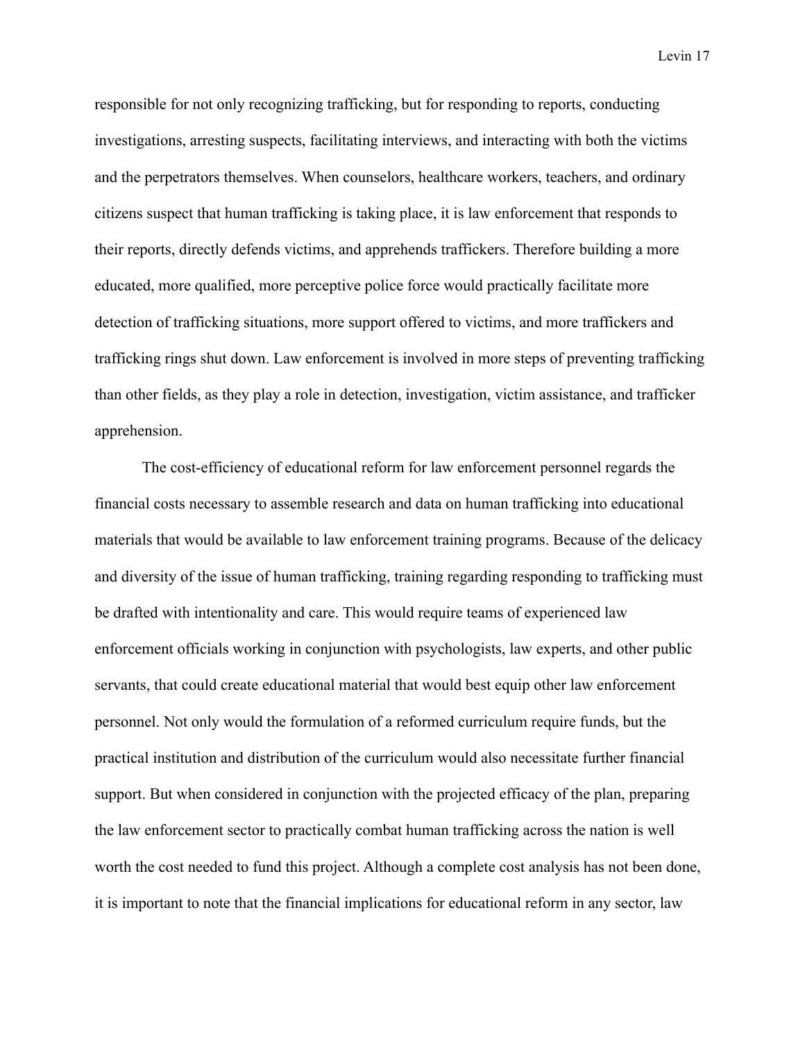responsible for not only recognizing trafficking, but for responding to reports, conducting investigations, arresting suspects, facilitating interviews, and interacting with both the victims and the perpetrators themselves. When counselors, healthcare workers, teachers, and ordinary citizens suspect that human trafficking is taking place, it is law enforcement that responds to their reports, directly defends victims, and apprehends traffickers. Therefore building a more educated, more qualified, more perceptive police force would practically facilitate more detection of trafficking situations, more support offered to victims, and more traffickers and trafficking rings shut down. Law enforcement is involved in more steps of preventing trafficking than other fields, as they play a role in detection, investigation, victim assistance, and trafficker apprehension.

The cost-efficiency of educational reform for law enforcement personnel regards the financial costs necessary to assemble research and data on human trafficking into educational materials that would be available to law enforcement training programs. Because of the delicacy and diversity of the issue of human trafficking, training regarding responding to trafficking must be drafted with intentionality and care. This would require teams of experienced law enforcement officials working in conjunction with psychologists, law experts, and other public servants, that could create educational material that would best equip other law enforcement personnel. Not only would the formulation of a reformed curriculum require funds, but the practical institution and distribution of the curriculum would also necessitate further financial support. But when considered in conjunction with the projected efficacy of the plan, preparing the law enforcement sector to practically combat human trafficking across the nation is well worth the cost needed to fund this project. Although a complete cost analysis has not been done, it is important to note that the financial implications for educational reform in any sector, law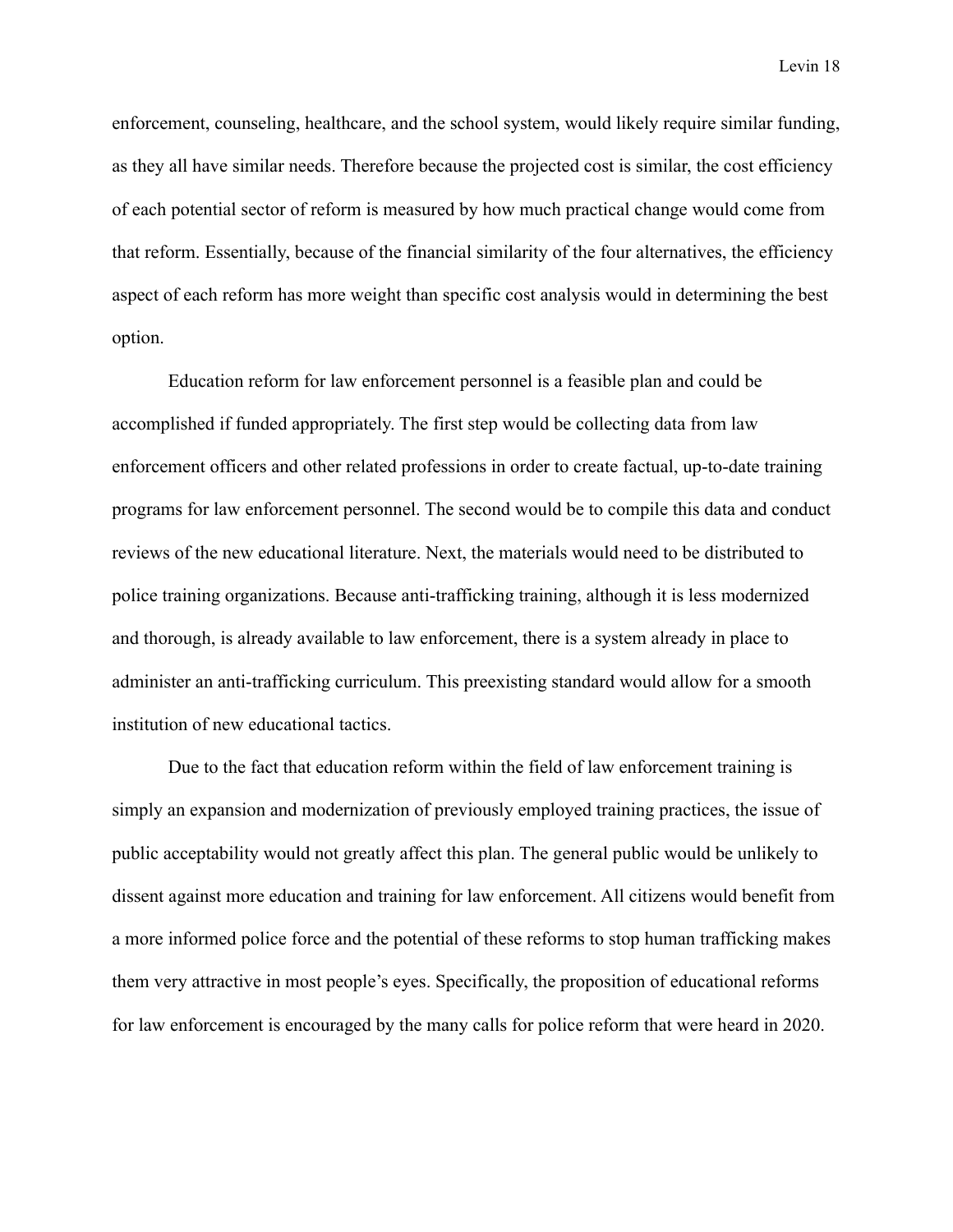enforcement, counseling, healthcare, and the school system, would likely require similar funding, as they all have similar needs. Therefore because the projected cost is similar, the cost efficiency of each potential sector of reform is measured by how much practical change would come from that reform. Essentially, because of the financial similarity of the four alternatives, the efficiency aspect of each reform has more weight than specific cost analysis would in determining the best option.

Education reform for law enforcement personnel is a feasible plan and could be accomplished if funded appropriately. The first step would be collecting data from law enforcement officers and other related professions in order to create factual, up-to-date training programs for law enforcement personnel. The second would be to compile this data and conduct reviews of the new educational literature. Next, the materials would need to be distributed to police training organizations. Because anti-trafficking training, although it is less modernized and thorough, is already available to law enforcement, there is a system already in place to administer an anti-trafficking curriculum. This preexisting standard would allow for a smooth institution of new educational tactics.

Due to the fact that education reform within the field of law enforcement training is simply an expansion and modernization of previously employed training practices, the issue of public acceptability would not greatly affect this plan. The general public would be unlikely to dissent against more education and training for law enforcement. All citizens would benefit from a more informed police force and the potential of these reforms to stop human trafficking makes them very attractive in most people's eyes. Specifically, the proposition of educational reforms for law enforcement is encouraged by the many calls for police reform that were heard in 2020.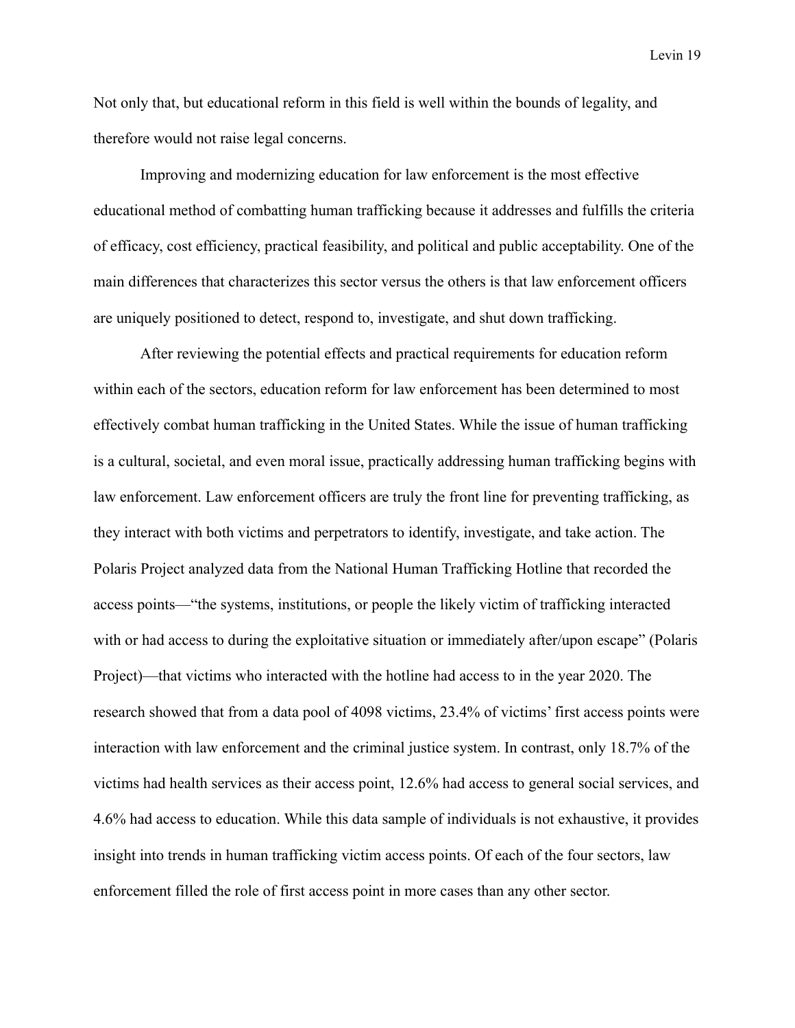Not only that, but educational reform in this field is well within the bounds of legality, and therefore would not raise legal concerns.

Improving and modernizing education for law enforcement is the most effective educational method of combatting human trafficking because it addresses and fulfills the criteria of efficacy, cost efficiency, practical feasibility, and political and public acceptability. One of the main differences that characterizes this sector versus the others is that law enforcement officers are uniquely positioned to detect, respond to, investigate, and shut down trafficking.

After reviewing the potential effects and practical requirements for education reform within each of the sectors, education reform for law enforcement has been determined to most effectively combat human trafficking in the United States. While the issue of human trafficking is a cultural, societal, and even moral issue, practically addressing human trafficking begins with law enforcement. Law enforcement officers are truly the front line for preventing trafficking, as they interact with both victims and perpetrators to identify, investigate, and take action. The Polaris Project analyzed data from the National Human Trafficking Hotline that recorded the access points—"the systems, institutions, or people the likely victim of trafficking interacted with or had access to during the exploitative situation or immediately after/upon escape" (Polaris Project)—that victims who interacted with the hotline had access to in the year 2020. The research showed that from a data pool of 4098 victims, 23.4% of victims' first access points were interaction with law enforcement and the criminal justice system. In contrast, only 18.7% of the victims had health services as their access point, 12.6% had access to general social services, and 4.6% had access to education. While this data sample of individuals is not exhaustive, it provides insight into trends in human trafficking victim access points. Of each of the four sectors, law enforcement filled the role of first access point in more cases than any other sector.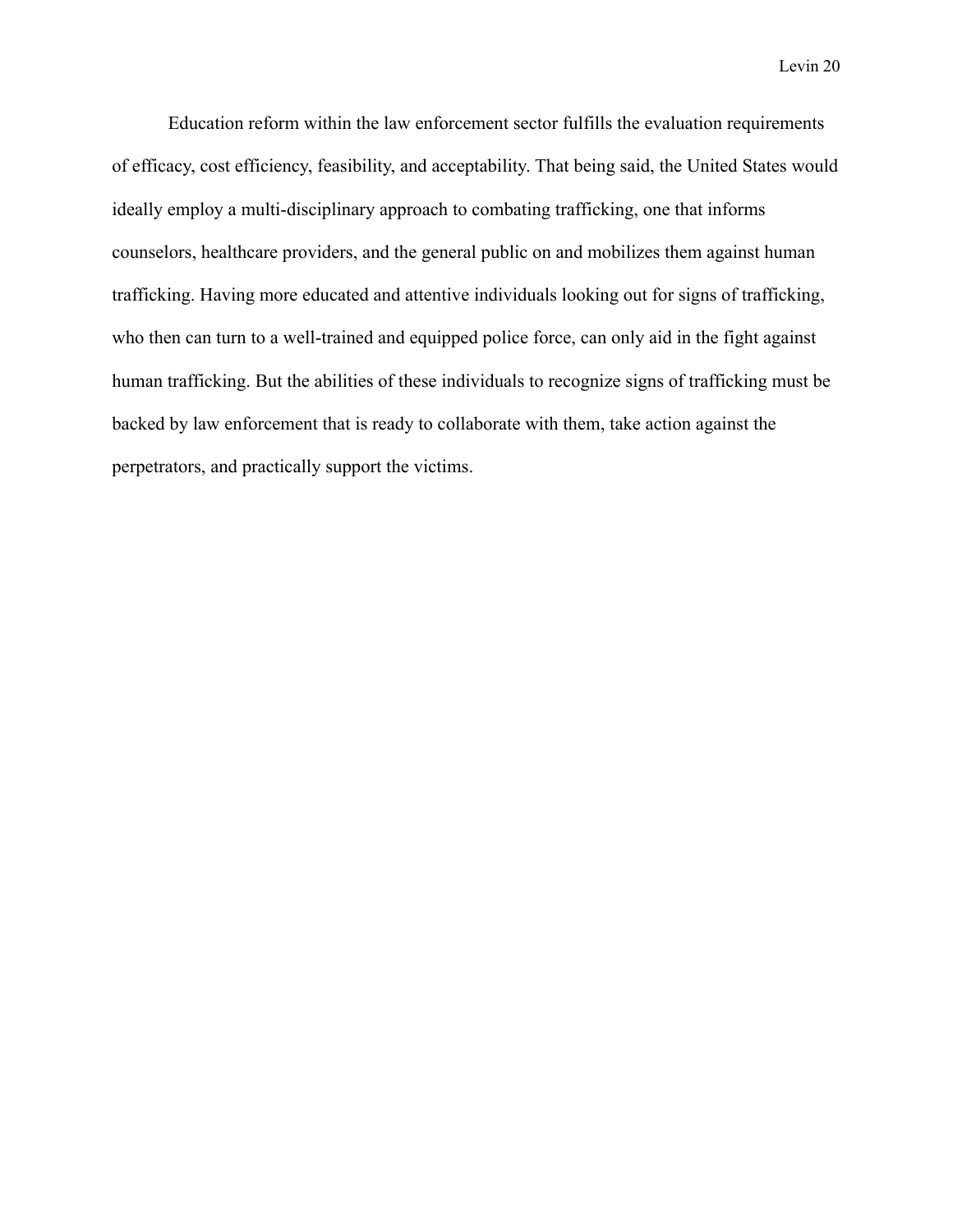Education reform within the law enforcement sector fulfills the evaluation requirements of efficacy, cost efficiency, feasibility, and acceptability. That being said, the United States would ideally employ a multi-disciplinary approach to combating trafficking, one that informs counselors, healthcare providers, and the general public on and mobilizes them against human trafficking. Having more educated and attentive individuals looking out for signs of trafficking, who then can turn to a well-trained and equipped police force, can only aid in the fight against human trafficking. But the abilities of these individuals to recognize signs of trafficking must be backed by law enforcement that is ready to collaborate with them, take action against the perpetrators, and practically support the victims.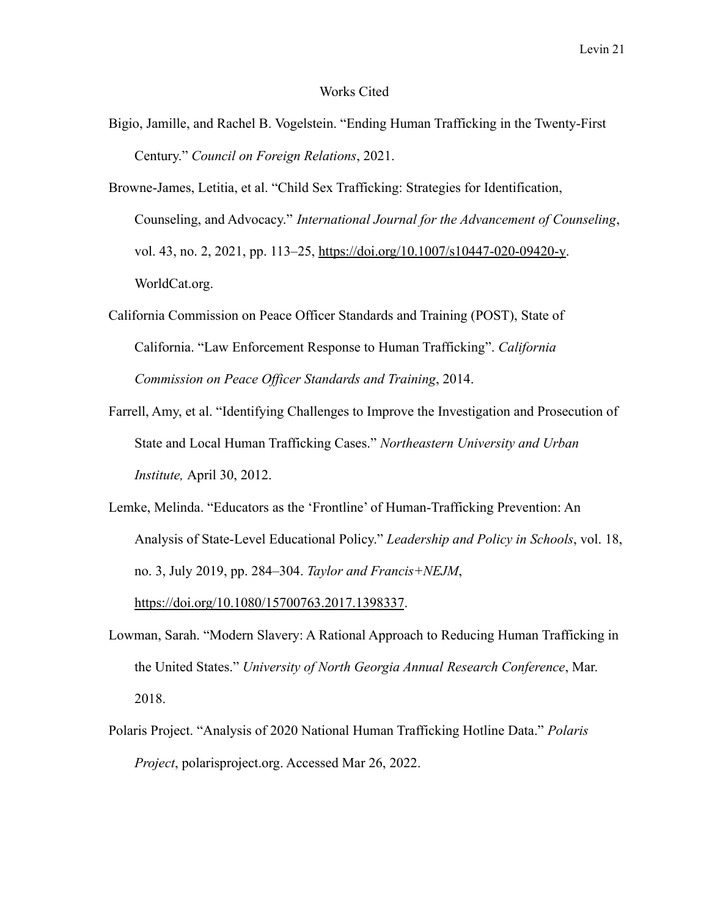# Works Cited

Bigio, Jamille, and Rachel B. Vogelstein. "Ending Human Trafficking in the Twenty-First Century." *Council on Foreign Relations*, 2021.

Browne-James, Letitia, et al. "Child Sex Trafficking: Strategies for Identification, Counseling, and Advocacy." *International Journal for the Advancement of Counseling*, vol. 43, no. 2, 2021, pp. 113–25, https://doi.org/10.1007/s10447-020-09420-y. WorldCat.org.

California Commission on Peace Officer Standards and Training (POST), State of California. "Law Enforcement Response to Human Trafficking". *California Commission on Peace Officer Standards and Training*, 2014.

Farrell, Amy, et al. "Identifying Challenges to Improve the Investigation and Prosecution of State and Local Human Trafficking Cases." *Northeastern University and Urban Institute,* April 30, 2012.

Lemke, Melinda. "Educators as the 'Frontline' of Human-Trafficking Prevention: An Analysis of State-Level Educational Policy." *Leadership and Policy in Schools*, vol. 18, no. 3, July 2019, pp. 284–304. *Taylor and Francis+NEJM*, https://doi.org/10.1080/15700763.2017.1398337.

Lowman, Sarah. "Modern Slavery: A Rational Approach to Reducing Human Trafficking in the United States." *University of North Georgia Annual Research Conference*, Mar. 2018.

Polaris Project. "Analysis of 2020 National Human Trafficking Hotline Data." *Polaris Project*, polarisproject.org. Accessed Mar 26, 2022.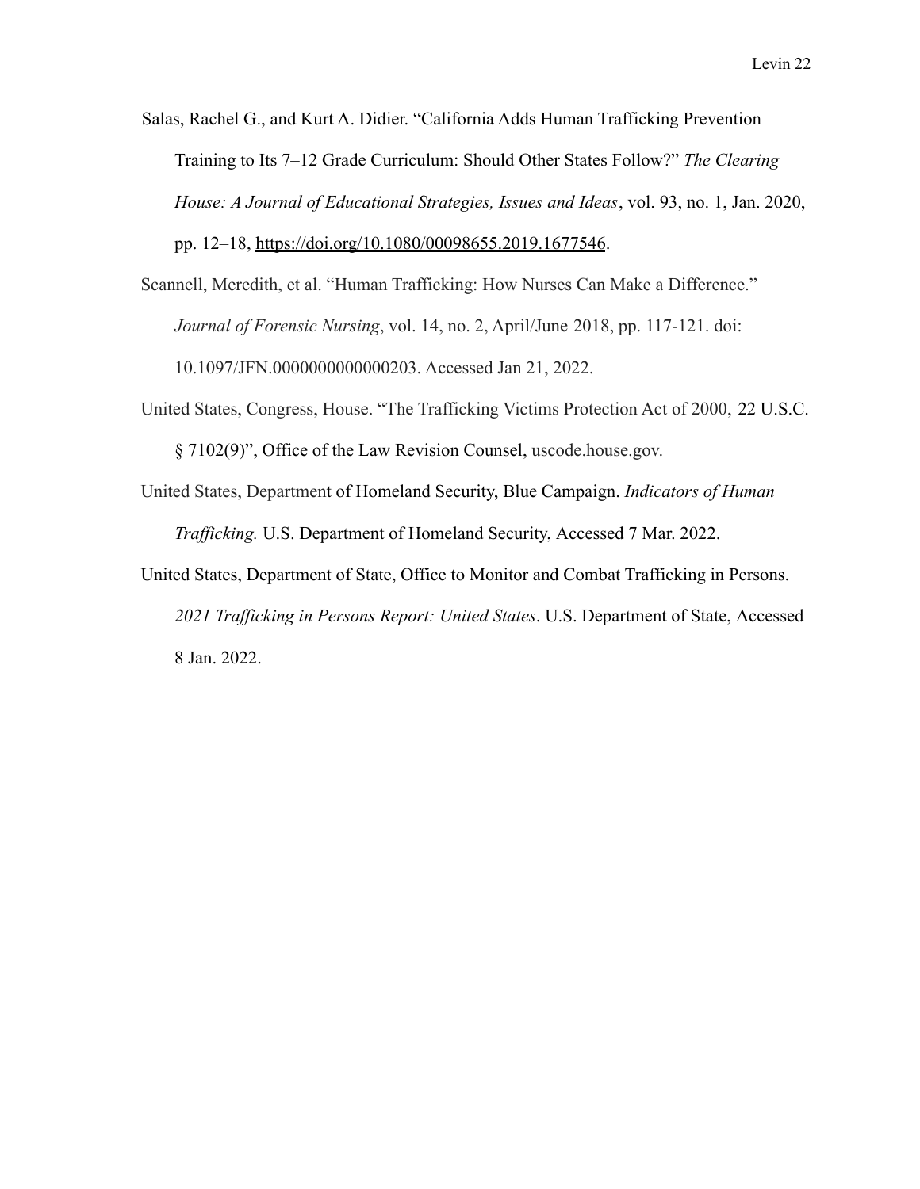Salas, Rachel G., and Kurt A. Didier. "California Adds Human Trafficking Prevention Training to Its 7–12 Grade Curriculum: Should Other States Follow?" *The Clearing House: A Journal of Educational Strategies, Issues and Ideas*, vol. 93, no. 1, Jan. 2020, pp. 12–18, https://doi.org/10.1080/00098655.2019.1677546.

Scannell, Meredith, et al. "Human Trafficking: How Nurses Can Make a Difference." *Journal of Forensic Nursing*, vol. 14, no. 2, April/June 2018, pp. 117-121. doi: 10.1097/JFN.0000000000000203. Accessed Jan 21, 2022.

United States, Congress, House. "The Trafficking Victims Protection Act of 2000, 22 U.S.C. § 7102(9)", Office of the Law Revision Counsel, uscode.house.gov.

United States, Department of Homeland Security, Blue Campaign. *Indicators of Human Trafficking.* U.S. Department of Homeland Security, Accessed 7 Mar. 2022.

United States, Department of State, Office to Monitor and Combat Trafficking in Persons. *2021 Trafficking in Persons Report: United States*. U.S. Department of State, Accessed 8 Jan. 2022.